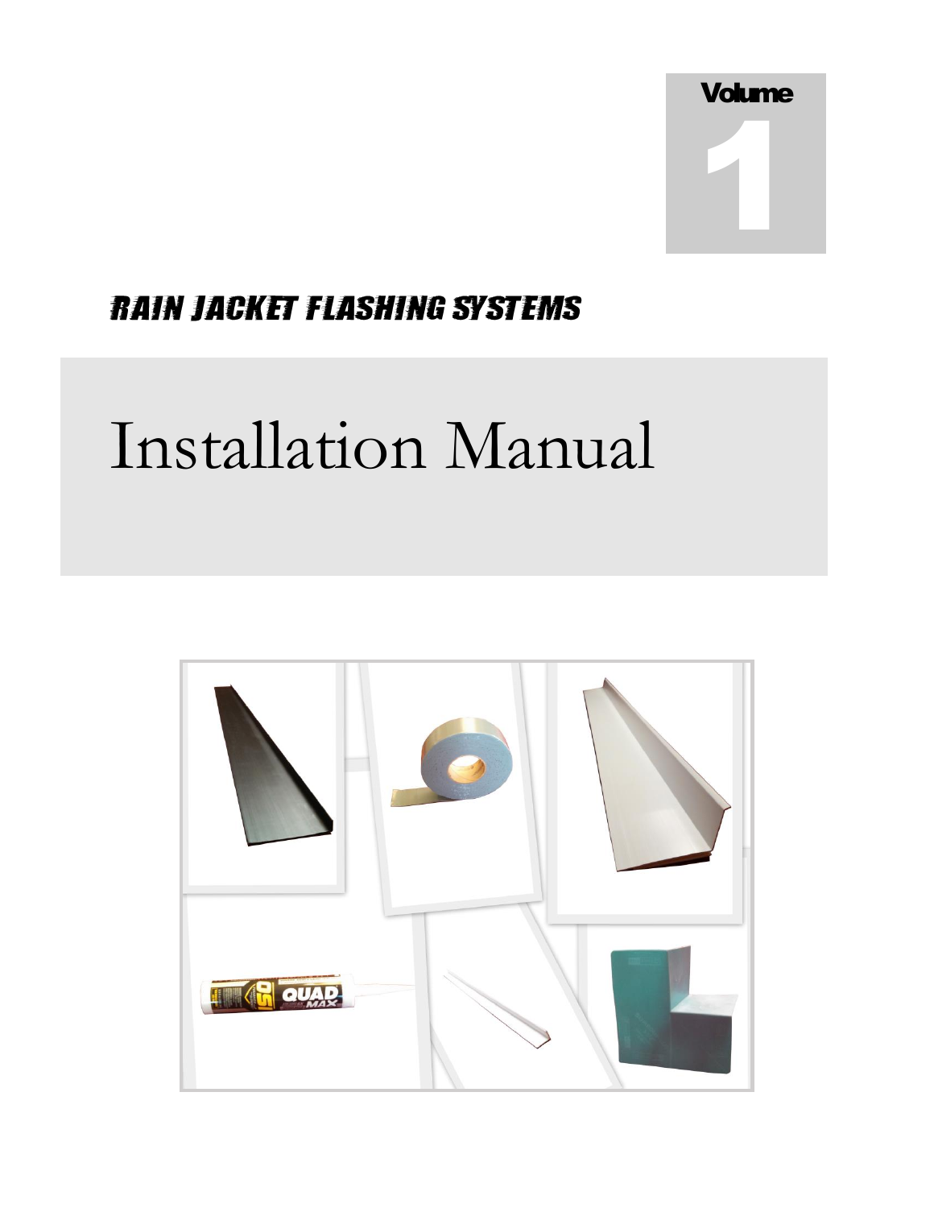Volume

1

**RAIN JACKET FLASHING SYSTEMS**

# Installation Manual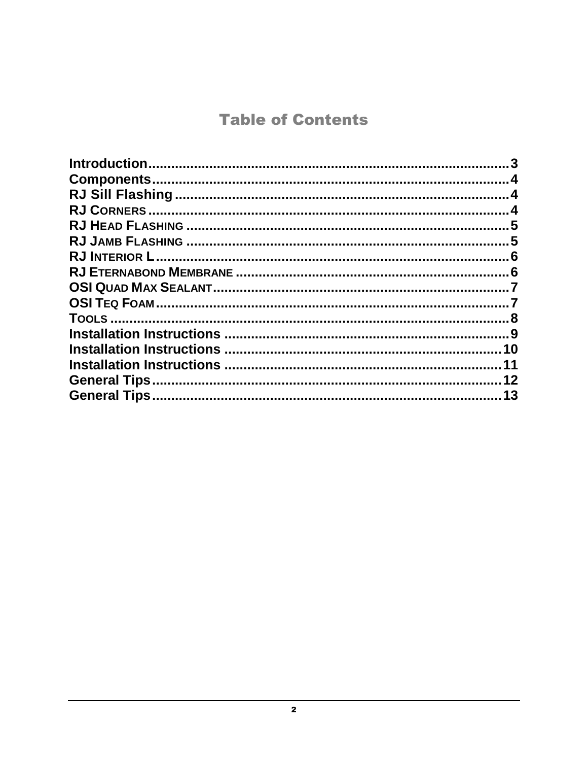# Table of Contents

Introduction....................................................................................3
Components....................................................................................4
RJ Sill Flashing...............................................................................4
RJ Corners.....................................................................................4
RJ Head Flashing............................................................................5
RJ Jamb Flashing............................................................................5
RJ Interior L....................................................................................6
RJ Eternabond Membrane...............................................................6
OSI Quad Max Sealant....................................................................7
OSI Teq Foam.................................................................................7
Tools..............................................................................................8
Installation Instructions...................................................................9
Installation Instructions...................................................................10
Installation Instructions...................................................................11
General Tips...................................................................................12
General Tips...................................................................................13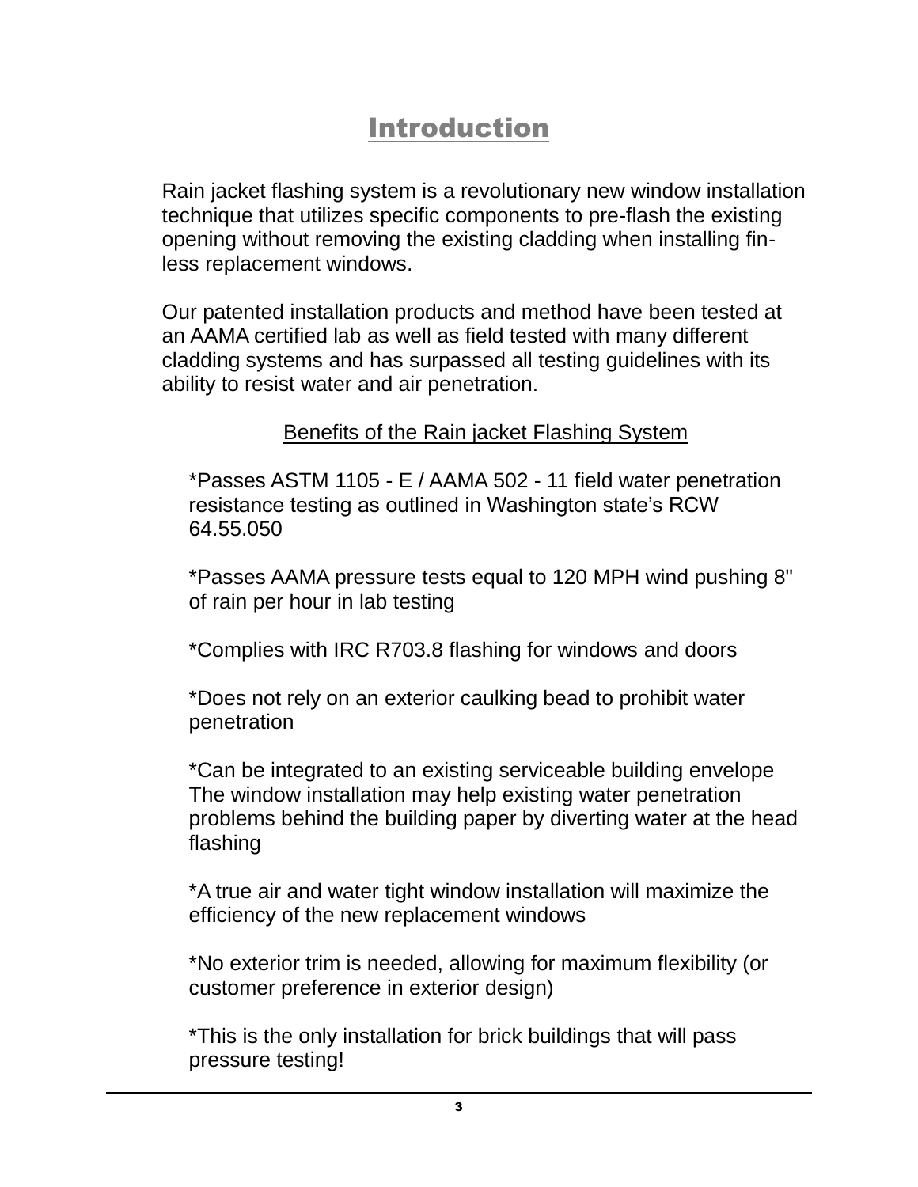# Introduction

Rain jacket flashing system is a revolutionary new window installation technique that utilizes specific components to pre-flash the existing opening without removing the existing cladding when installing fin-less replacement windows.

Our patented installation products and method have been tested at an AAMA certified lab as well as field tested with many different cladding systems and has surpassed all testing guidelines with its ability to resist water and air penetration.

## Benefits of the Rain jacket Flashing System

*Passes ASTM 1105 - E / AAMA 502 - 11 field water penetration resistance testing as outlined in Washington state's RCW 64.55.050

*Passes AAMA pressure tests equal to 120 MPH wind pushing 8" of rain per hour in lab testing

*Complies with IRC R703.8 flashing for windows and doors

*Does not rely on an exterior caulking bead to prohibit water penetration

*Can be integrated to an existing serviceable building envelope The window installation may help existing water penetration problems behind the building paper by diverting water at the head flashing

*A true air and water tight window installation will maximize the efficiency of the new replacement windows

*No exterior trim is needed, allowing for maximum flexibility (or customer preference in exterior design)

*This is the only installation for brick buildings that will pass pressure testing!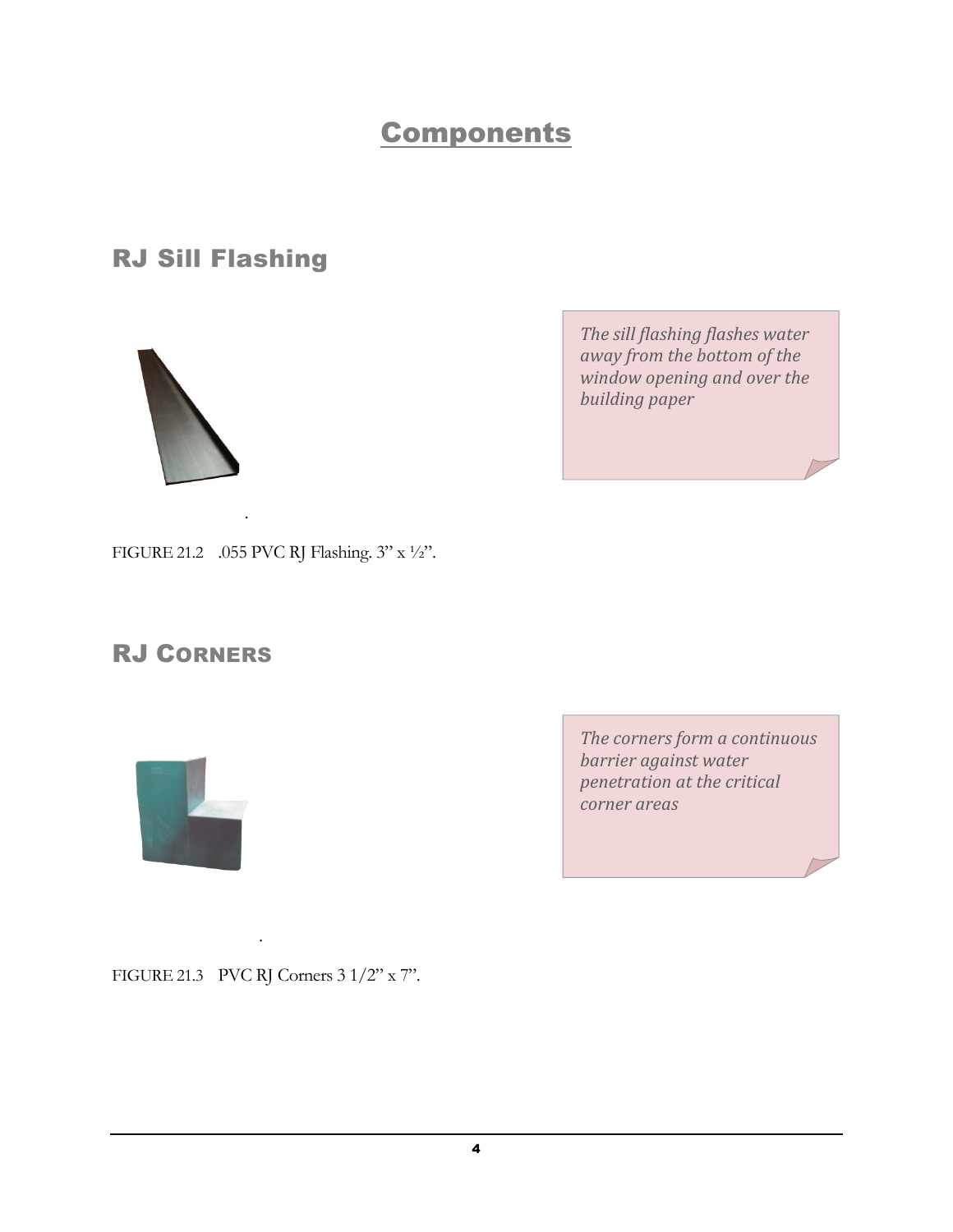# Components

## RJ Sill Flashing

*The sill flashing flashes water away from the bottom of the window opening and over the building paper*

FIGURE 21.2 .055 PVC RJ Flashing. 3" x ½".

## RJ Corners

*The corners form a continuous barrier against water penetration at the critical corner areas*

FIGURE 21.3 PVC RJ Corners 3 1/2" x 7".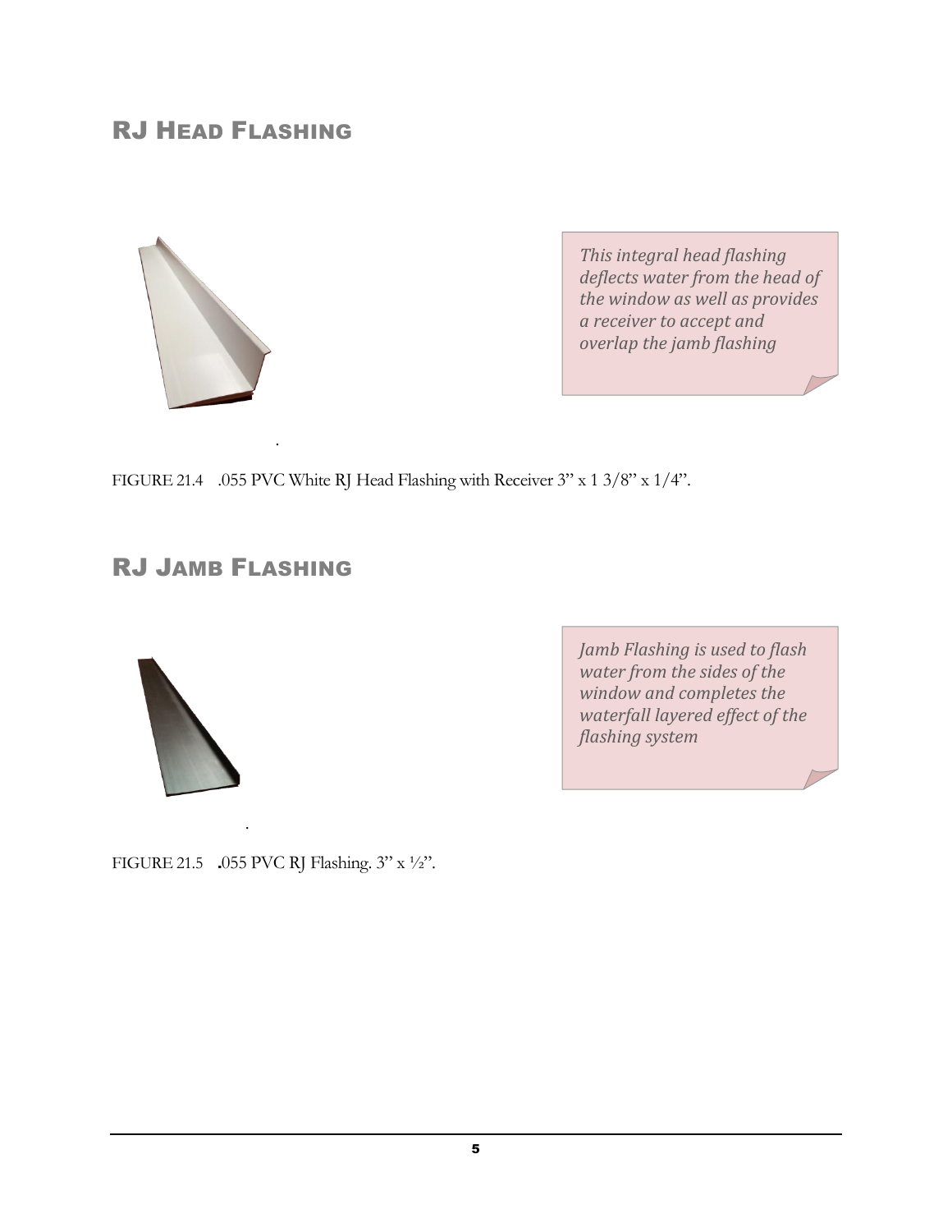## RJ Head Flashing

*This integral head flashing deflects water from the head of the window as well as provides a receiver to accept and overlap the jamb flashing*

FIGURE 21.4 .055 PVC White RJ Head Flashing with Receiver 3" x 1 3/8" x 1/4".

## RJ Jamb Flashing

*Jamb Flashing is used to flash water from the sides of the window and completes the waterfall layered effect of the flashing system*

FIGURE 21.5 .055 PVC RJ Flashing. 3" x ½".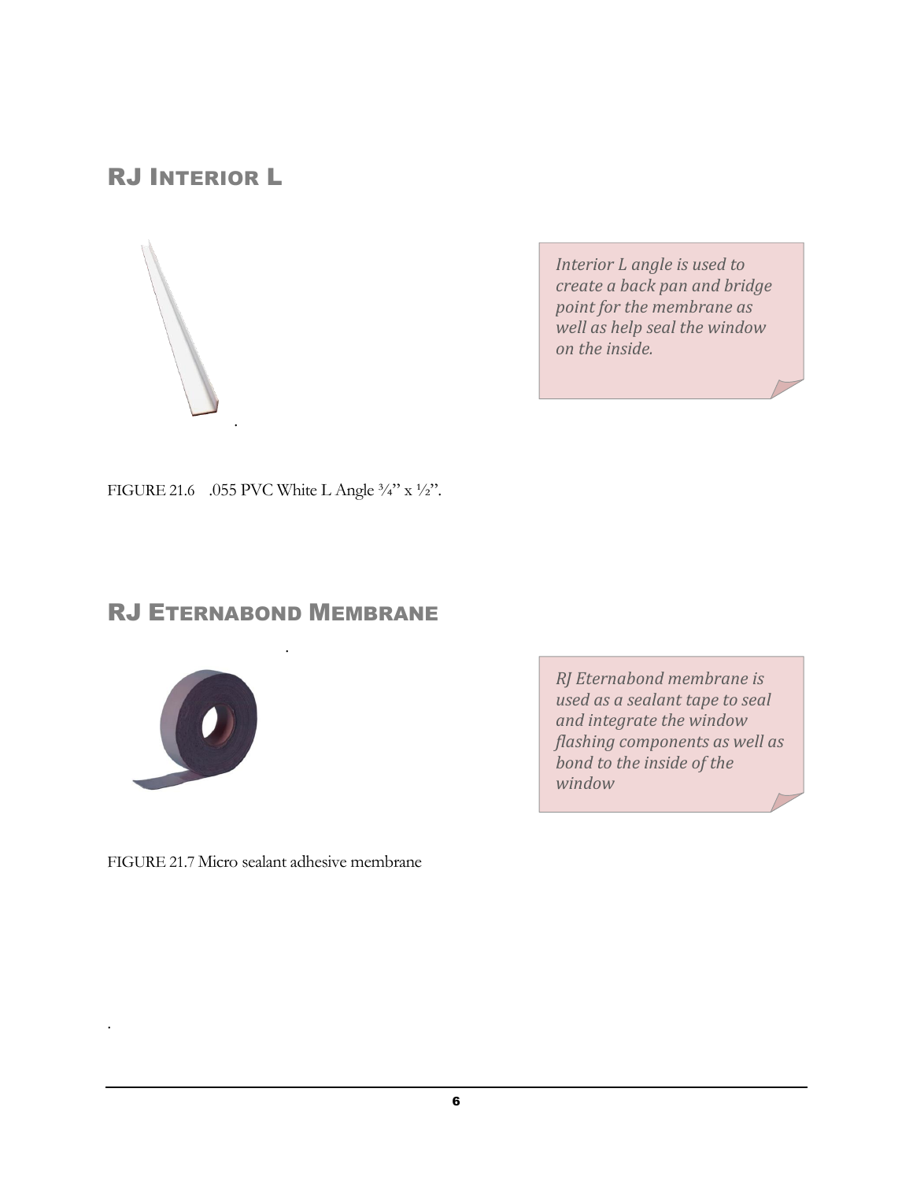## RJ Interior L

*Interior L angle is used to create a back pan and bridge point for the membrane as well as help seal the window on the inside.*

FIGURE 21.6 .055 PVC White L Angle ¾" x ½".

## RJ Eternabond Membrane

*RJ Eternabond membrane is used as a sealant tape to seal and integrate the window flashing components as well as bond to the inside of the window*

FIGURE 21.7 Micro sealant adhesive membrane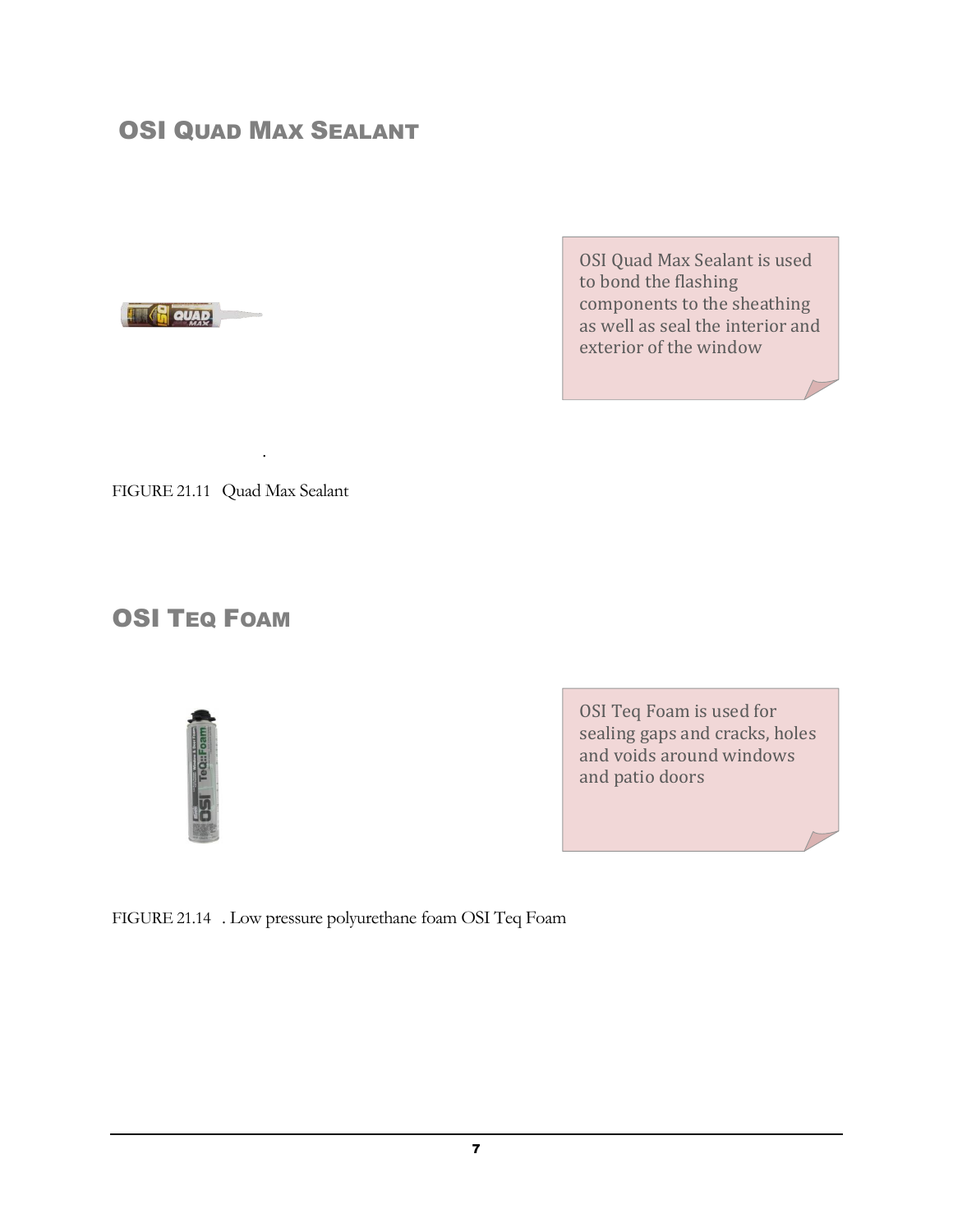## OSI Quad Max Sealant

OSI Quad Max Sealant is used to bond the flashing components to the sheathing as well as seal the interior and exterior of the window

FIGURE 21.11 Quad Max Sealant

## OSI Teq Foam

OSI Teq Foam is used for sealing gaps and cracks, holes and voids around windows and patio doors

FIGURE 21.14 . Low pressure polyurethane foam OSI Teq Foam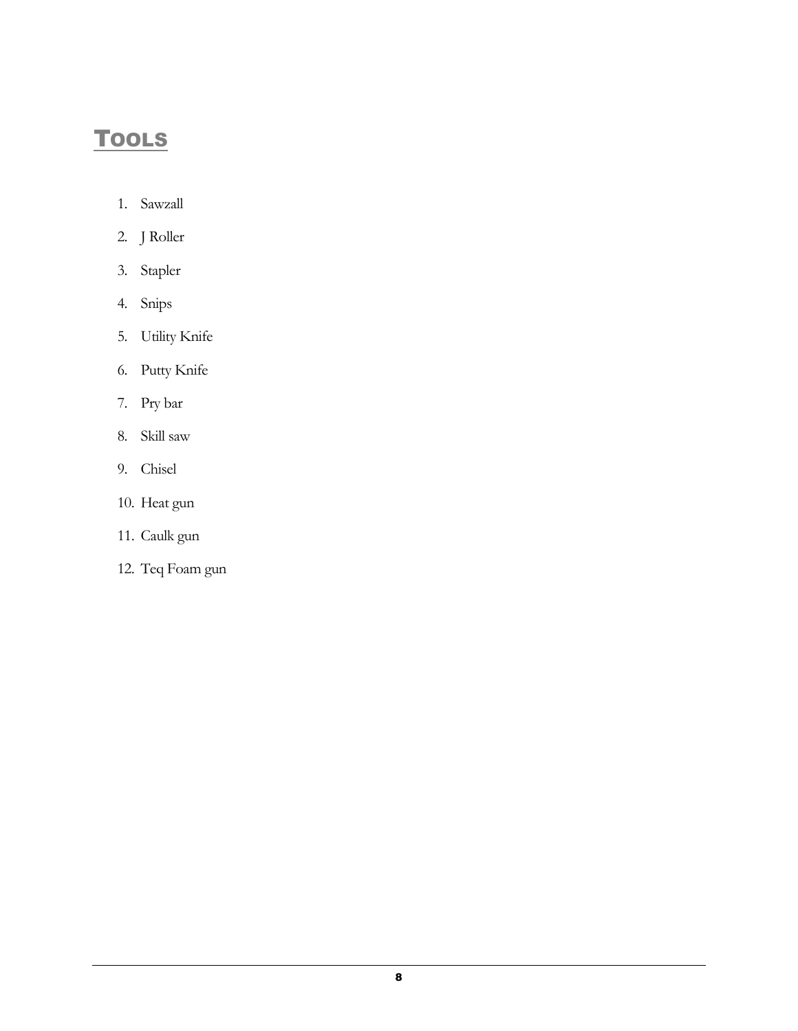# Tools

1. Sawzall
2. J Roller
3. Stapler
4. Snips
5. Utility Knife
6. Putty Knife
7. Pry bar
8. Skill saw
9. Chisel
10. Heat gun
11. Caulk gun
12. Teq Foam gun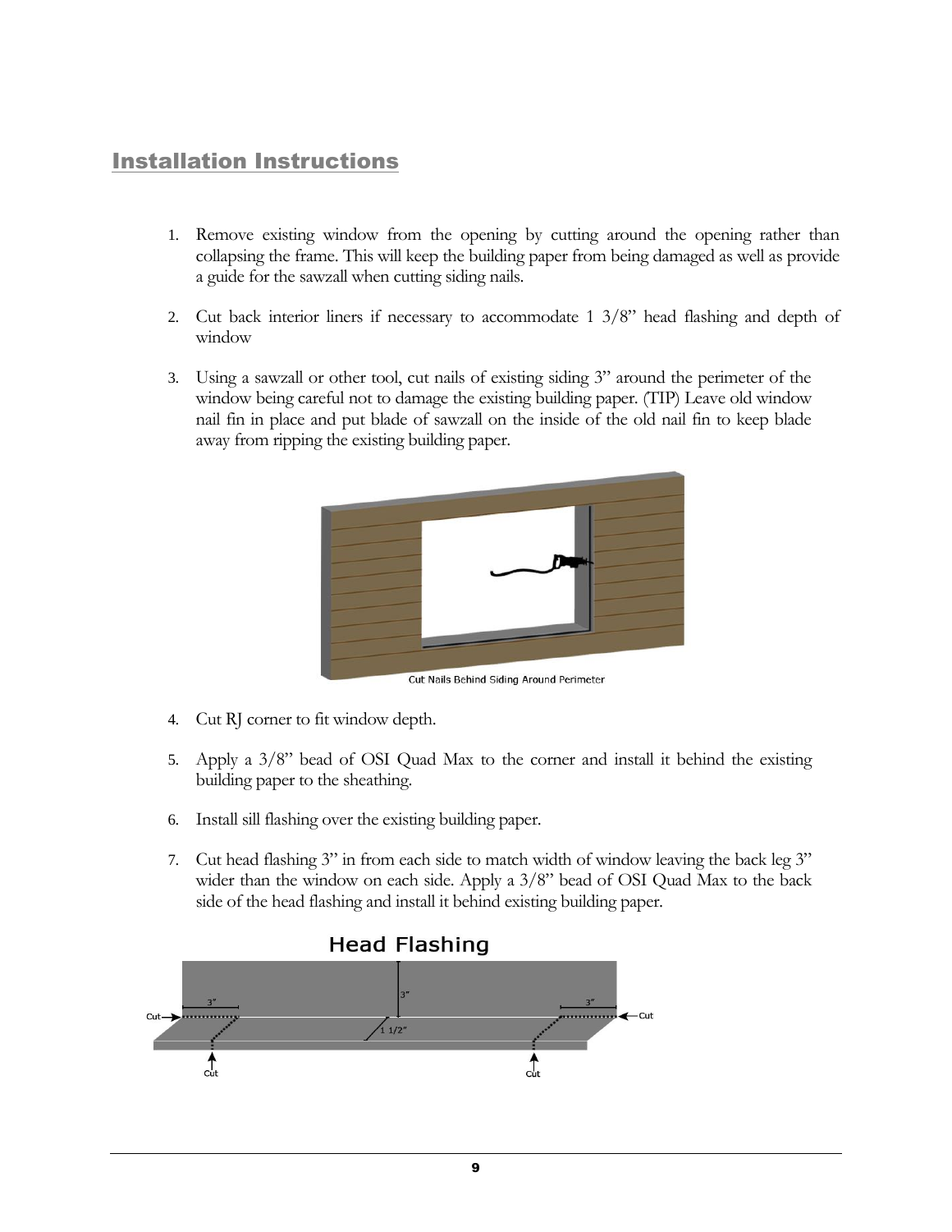## Installation Instructions

1. Remove existing window from the opening by cutting around the opening rather than collapsing the frame. This will keep the building paper from being damaged as well as provide a guide for the sawzall when cutting siding nails.

2. Cut back interior liners if necessary to accommodate 1 3/8" head flashing and depth of window

3. Using a sawzall or other tool, cut nails of existing siding 3" around the perimeter of the window being careful not to damage the existing building paper. (TIP) Leave old window nail fin in place and put blade of sawzall on the inside of the old nail fin to keep blade away from ripping the existing building paper.

Cut Nails Behind Siding Around Perimeter

4. Cut RJ corner to fit window depth.

5. Apply a 3/8" bead of OSI Quad Max to the corner and install it behind the existing building paper to the sheathing.

6. Install sill flashing over the existing building paper.

7. Cut head flashing 3" in from each side to match width of window leaving the back leg 3" wider than the window on each side. Apply a 3/8" bead of OSI Quad Max to the back side of the head flashing and install it behind existing building paper.

Head Flashing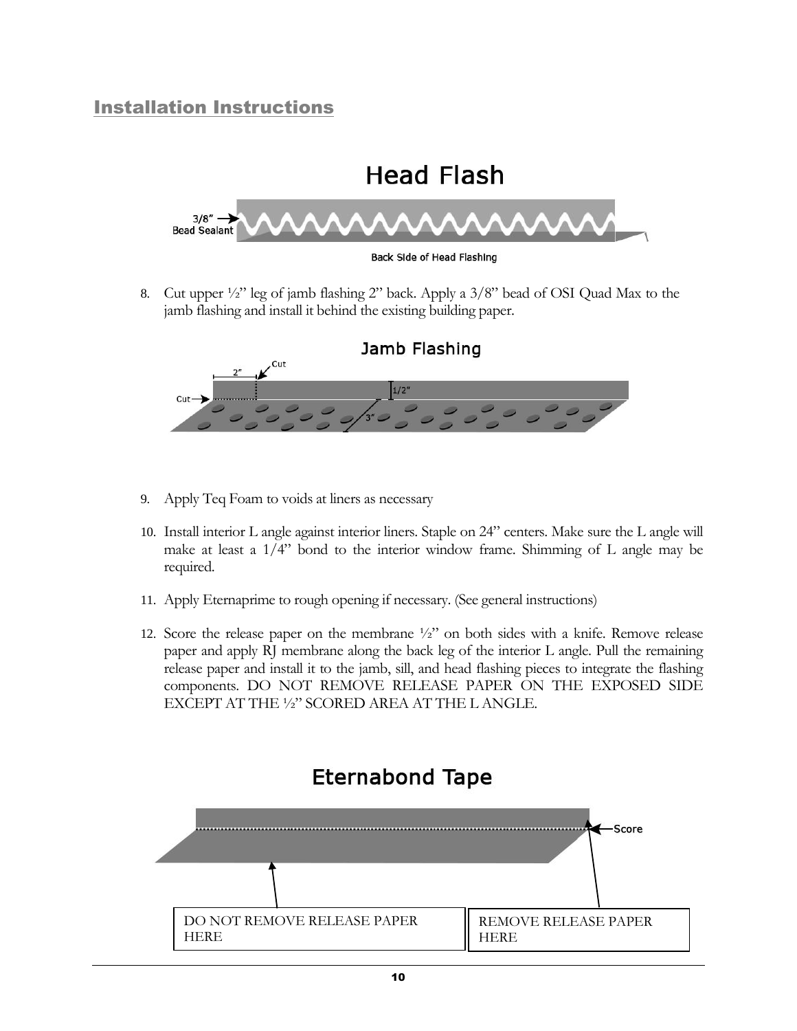## Installation Instructions

### Head Flash

3/8" Bead Sealant

Back Side of Head Flashing

8. Cut upper ½" leg of jamb flashing 2" back. Apply a 3/8" bead of OSI Quad Max to the jamb flashing and install it behind the existing building paper.

### Jamb Flashing

2" Cut

Cut

1/2"

3"

9. Apply Teq Foam to voids at liners as necessary

10. Install interior L angle against interior liners. Staple on 24" centers. Make sure the L angle will make at least a 1/4" bond to the interior window frame. Shimming of L angle may be required.

11. Apply Eternaprime to rough opening if necessary. (See general instructions)

12. Score the release paper on the membrane ½" on both sides with a knife. Remove release paper and apply RJ membrane along the back leg of the interior L angle. Pull the remaining release paper and install it to the jamb, sill, and head flashing pieces to integrate the flashing components. DO NOT REMOVE RELEASE PAPER ON THE EXPOSED SIDE EXCEPT AT THE ½" SCORED AREA AT THE L ANGLE.

### Eternabond Tape

Score

DO NOT REMOVE RELEASE PAPER HERE

REMOVE RELEASE PAPER HERE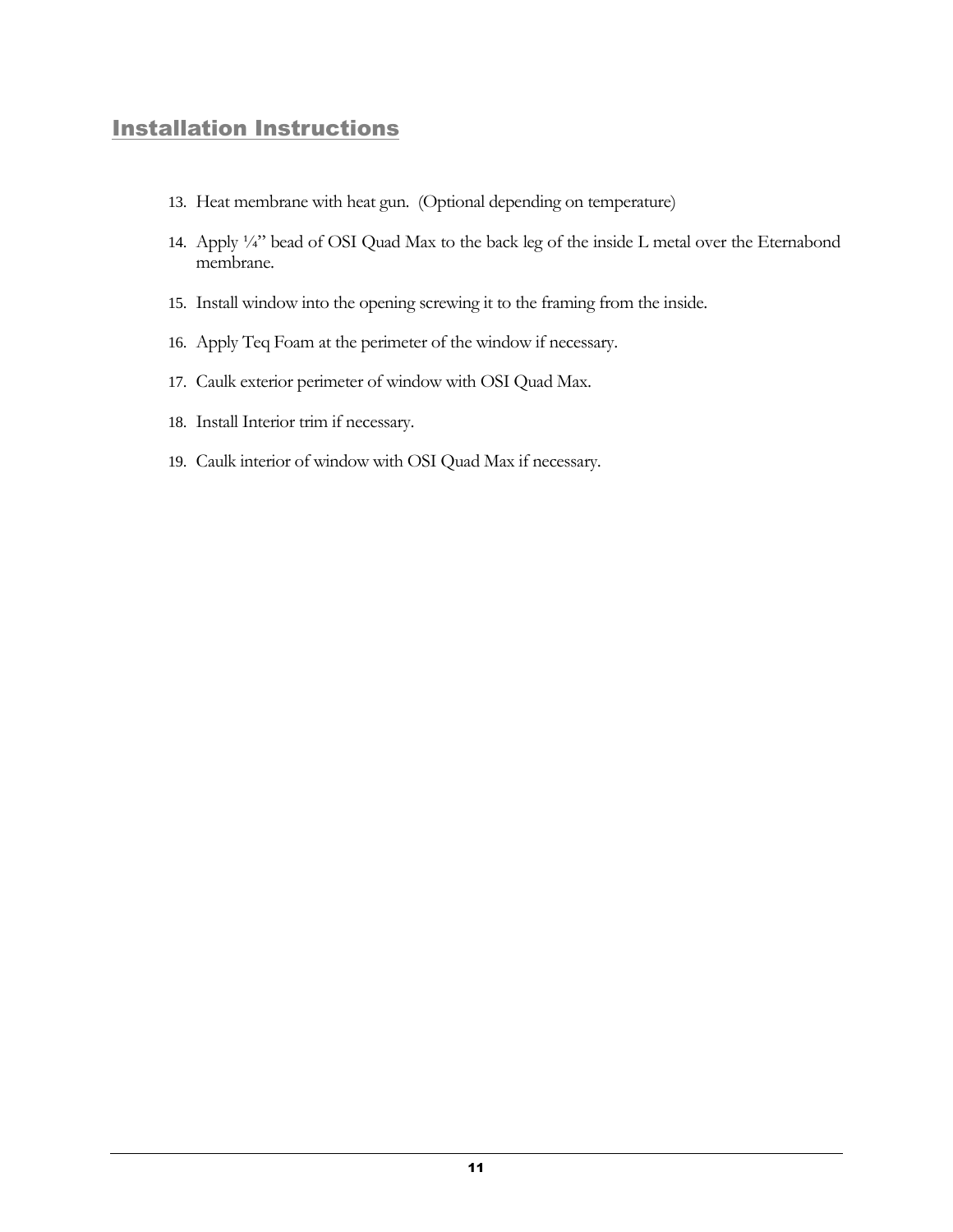## Installation Instructions

13. Heat membrane with heat gun. (Optional depending on temperature)
14. Apply ¼" bead of OSI Quad Max to the back leg of the inside L metal over the Eternabond membrane.
15. Install window into the opening screwing it to the framing from the inside.
16. Apply Teq Foam at the perimeter of the window if necessary.
17. Caulk exterior perimeter of window with OSI Quad Max.
18. Install Interior trim if necessary.
19. Caulk interior of window with OSI Quad Max if necessary.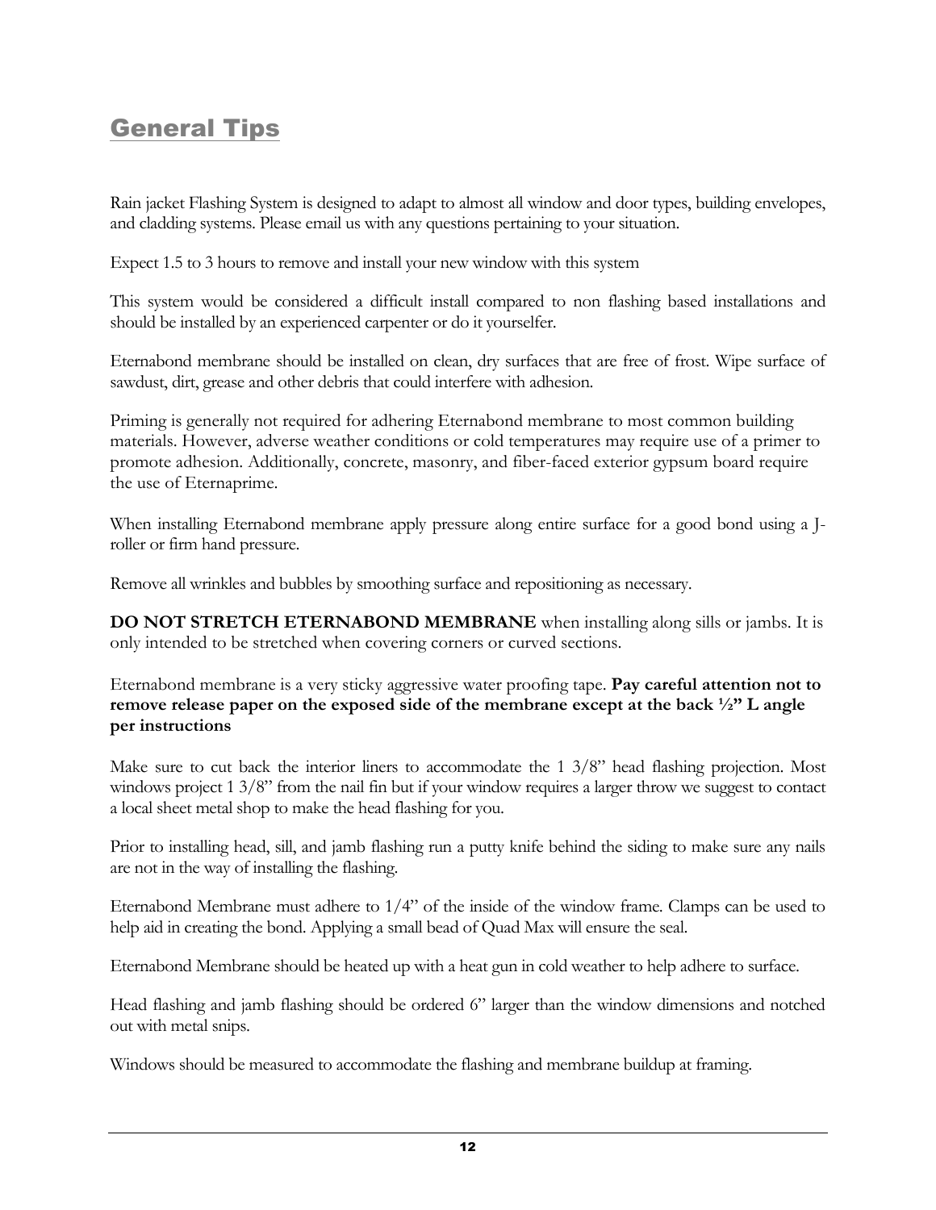## General Tips

Rain jacket Flashing System is designed to adapt to almost all window and door types, building envelopes, and cladding systems. Please email us with any questions pertaining to your situation.

Expect 1.5 to 3 hours to remove and install your new window with this system

This system would be considered a difficult install compared to non flashing based installations and should be installed by an experienced carpenter or do it yourselfer.

Eternabond membrane should be installed on clean, dry surfaces that are free of frost. Wipe surface of sawdust, dirt, grease and other debris that could interfere with adhesion.

Priming is generally not required for adhering Eternabond membrane to most common building materials. However, adverse weather conditions or cold temperatures may require use of a primer to promote adhesion. Additionally, concrete, masonry, and fiber-faced exterior gypsum board require the use of Eternaprime.

When installing Eternabond membrane apply pressure along entire surface for a good bond using a J-roller or firm hand pressure.

Remove all wrinkles and bubbles by smoothing surface and repositioning as necessary.

**DO NOT STRETCH ETERNABOND MEMBRANE** when installing along sills or jambs. It is only intended to be stretched when covering corners or curved sections.

Eternabond membrane is a very sticky aggressive water proofing tape. **Pay careful attention not to remove release paper on the exposed side of the membrane except at the back ½" L angle per instructions**

Make sure to cut back the interior liners to accommodate the 1 3/8" head flashing projection. Most windows project 1 3/8" from the nail fin but if your window requires a larger throw we suggest to contact a local sheet metal shop to make the head flashing for you.

Prior to installing head, sill, and jamb flashing run a putty knife behind the siding to make sure any nails are not in the way of installing the flashing.

Eternabond Membrane must adhere to 1/4" of the inside of the window frame. Clamps can be used to help aid in creating the bond. Applying a small bead of Quad Max will ensure the seal.

Eternabond Membrane should be heated up with a heat gun in cold weather to help adhere to surface.

Head flashing and jamb flashing should be ordered 6" larger than the window dimensions and notched out with metal snips.

Windows should be measured to accommodate the flashing and membrane buildup at framing.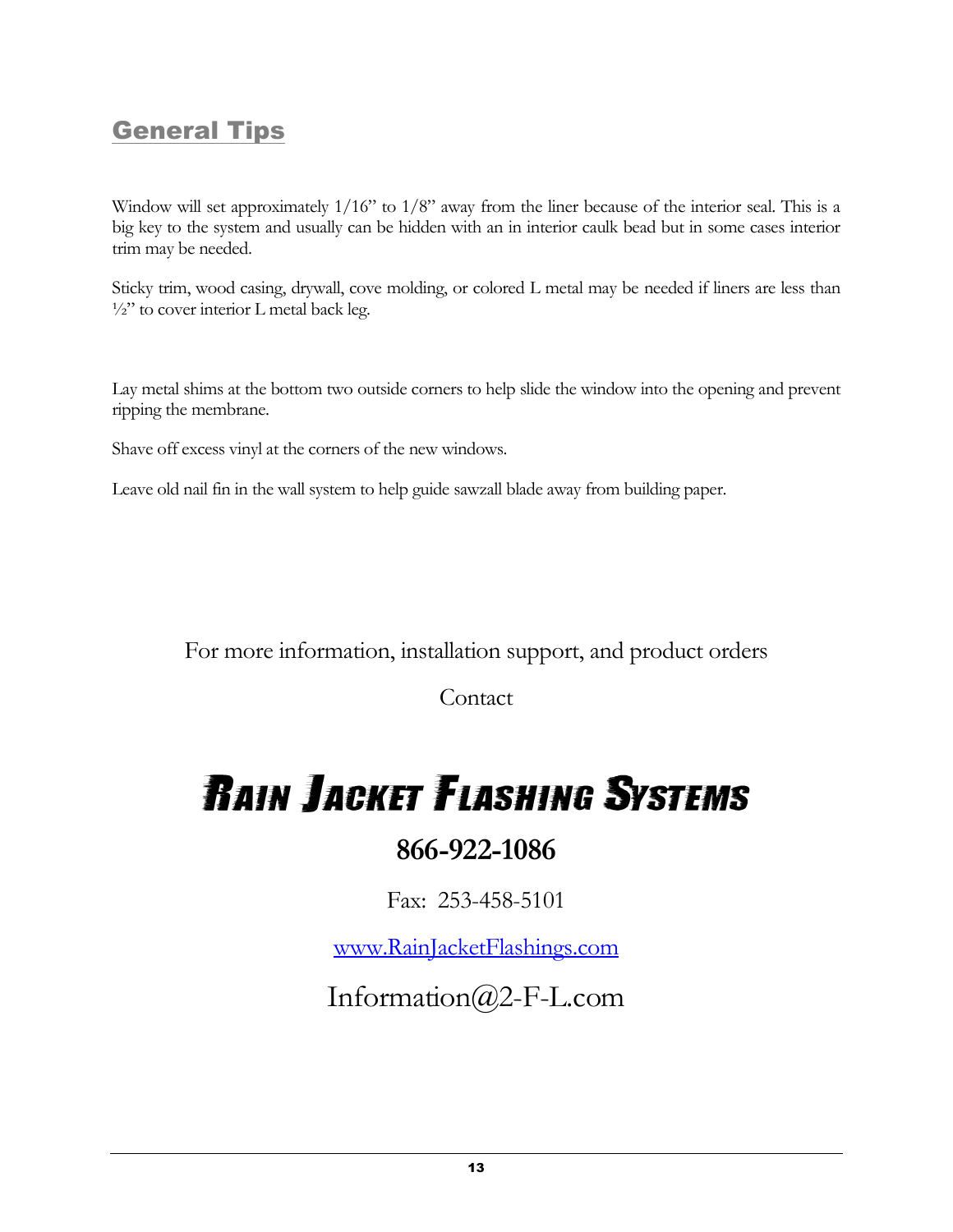## General Tips

Window will set approximately 1/16" to 1/8" away from the liner because of the interior seal. This is a big key to the system and usually can be hidden with an in interior caulk bead but in some cases interior trim may be needed.

Sticky trim, wood casing, drywall, cove molding, or colored L metal may be needed if liners are less than ½" to cover interior L metal back leg.

Lay metal shims at the bottom two outside corners to help slide the window into the opening and prevent ripping the membrane.

Shave off excess vinyl at the corners of the new windows.

Leave old nail fin in the wall system to help guide sawzall blade away from building paper.

For more information, installation support, and product orders

Contact

# RAIN JACKET FLASHING SYSTEMS

**866-922-1086**

Fax: 253-458-5101

[www.RainJacketFlashings.com](http://www.RainJacketFlashings.com)

Information@2-F-L.com